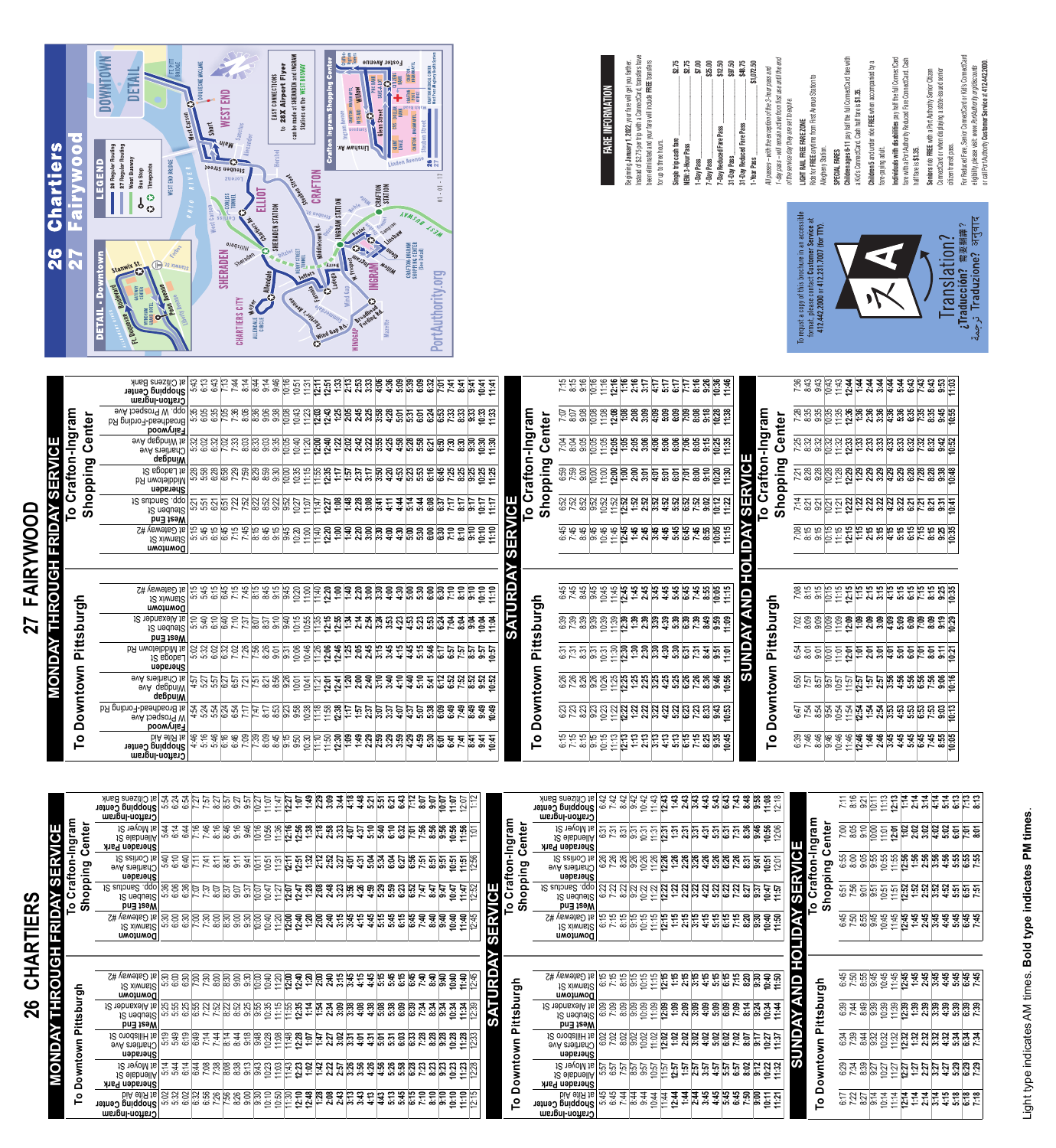# 26 Chartiers
# 27 Fairywood

# 26 CHARTIERS

## MONDAY THROUGH FRIDAY SERVICE

### To Downtown Pittsburgh

| Crafton-Ingram Shopping Center at Rite Aid | Sheraden Park Allendale St at Moyer St | Sheraden Charles Ave at Hillsboro St | West End Steuben St at Alexander St | Downtown Stanwix St at Gateway #2 |
|---|---|---|---|---|
| 5:02 | 5:14 | 5:19 | 5:25 | 5:30 |
| 5:32 | 5:44 | 5:49 | 5:55 | 6:00 |
| 6:02 | 6:14 | 6:19 | 6:25 | 6:30 |
| 6:32 | 6:44 | 6:49 | 6:55 | 7:00 |
| 6:56 | 7:08 | 7:14 | 7:22 | 7:30 |
| 7:26 | 7:38 | 7:44 | 7:52 | 8:00 |
| 7:56 | 8:08 | 8:14 | 8:22 | 8:30 |
| 8:26 | 8:38 | 8:44 | 8:52 | 9:00 |
| 9:00 | 9:13 | 9:18 | 9:25 | 9:30 |
| 9:30 | 9:43 | 9:48 | 9:55 | 10:00 |
| 10:00 | 10:13 | 10:18 | 10:25 | 10:30 |
| 10:50 | 11:03 | 11:08 | 11:15 | 11:20 |
| 11:30 | 11:43 | 11:48 | 11:55 | 12:00 |
| 12:10 | 12:23 | 12:28 | 12:35 | 12:40 |
| 12:48 | 1:02 | 1:07 | 1:14 | 1:20 |
| 1:28 | 1:42 | 1:47 | 1:54 | 2:00 |
| 2:08 | 2:22 | 2:27 | 2:34 | 2:40 |
| 2:43 | 2:57 | 3:02 | 3:09 | 3:15 |
| 3:13 | 3:26 | 3:31 | 3:38 | 3:45 |
| 3:43 | 3:56 | 4:01 | 4:08 | 4:15 |
| 4:13 | 4:26 | 4:31 | 4:38 | 4:45 |
| 4:43 | 4:56 | 5:01 | 5:08 | 5:15 |
| 5:15 | 5:26 | 5:31 | 5:38 | 5:45 |
| 5:45 | 5:58 | 6:03 | 6:09 | 6:15 |
| 6:15 | 6:28 | 6:33 | 6:39 | 6:45 |
| 7:10 | 7:23 | 7:28 | 7:34 | 7:40 |
| 8:10 | 8:23 | 8:28 | 8:34 | 8:40 |
| 9:10 | 9:23 | 9:28 | 9:34 | 9:40 |
| 10:10 | 10:23 | 10:28 | 10:34 | 10:40 |
| 11:10 | 11:23 | 11:28 | 11:34 | 11:40 |
| 12:15 | 12:28 | 12:33 | 12:39 | 12:45 |

### To Crafton-Ingram Shopping Center

| Downtown Stanwix St at Gateway #2 | West End Steuben St opp. Sanctus St | Sheraden Charles Ave at Corliss St | Sheraden Park Allendale St at Moyer St | Crafton-Ingram Shopping Center at Citizens Bank |
|---|---|---|---|---|
| 5:30 | 5:36 | 5:40 | 5:44 | 5:54 |
| 6:00 | 6:06 | 6:10 | 6:14 | 6:24 |
| 6:30 | 6:36 | 6:40 | 6:44 | 6:54 |
| 7:00 | 7:07 | 7:11 | 7:16 | 7:27 |
| 7:30 | 7:37 | 7:41 | 7:46 | 7:57 |
| 8:00 | 8:07 | 8:11 | 8:16 | 8:27 |
| 8:30 | 8:37 | 8:41 | 8:46 | 8:57 |
| 9:00 | 9:07 | 9:11 | 9:16 | 9:27 |
| 9:30 | 9:37 | 9:41 | 9:46 | 9:57 |
| 10:00 | 10:07 | 10:11 | 10:16 | 10:27 |
| 10:40 | 10:47 | 10:51 | 10:56 | 11:07 |
| 11:20 | 11:27 | 11:31 | 11:36 | 11:47 |
| 12:00 | 12:07 | 12:11 | 12:16 | 12:27 |
| 12:40 | 12:47 | 12:51 | 12:56 | 1:07 |
| 1:20 | 1:28 | 1:32 | 1:38 | 1:49 |
| 2:00 | 2:08 | 2:12 | 2:18 | 2:29 |
| 2:40 | 2:48 | 2:52 | 2:58 | 3:09 |
| 3:15 | 3:23 | 3:27 | 3:33 | 3:44 |
| 3:45 | 3:56 | 4:01 | 4:07 | 4:18 |
| 4:15 | 4:26 | 4:31 | 4:37 | 4:48 |
| 4:45 | 4:59 | 5:04 | 5:10 | 5:21 |
| 5:15 | 5:29 | 5:34 | 5:40 | 5:51 |
| 5:45 | 5:59 | 6:04 | 6:10 | 6:21 |
| 6:15 | 6:23 | 6:27 | 6:32 | 6:43 |
| 6:45 | 6:52 | 6:56 | 7:01 | 7:12 |
| 7:40 | 7:47 | 7:51 | 7:56 | 8:07 |
| 8:40 | 8:47 | 8:51 | 8:56 | 9:07 |
| 9:40 | 9:47 | 9:51 | 9:56 | 10:07 |
| 10:40 | 10:47 | 10:51 | 10:56 | 11:07 |
| 11:40 | 11:47 | 11:51 | 11:56 | 12:07 |
| 12:45 | 12:52 | 12:56 | 1:01 | 1:12 |

## SATURDAY SERVICE

### To Downtown Pittsburgh

| Crafton-Ingram Shopping Center at Rite Aid | Sheraden Park Allendale St at Moyer St | Sheraden Charles Ave at Hillsboro St | West End Steuben St at Alexander St | Downtown Stanwix St at Gateway #2 |
|---|---|---|---|---|
| 5:45 | 5:57 | 6:02 | 6:09 | 6:15 |
| 6:45 | 6:57 | 7:02 | 7:09 | 7:15 |
| 7:44 | 7:57 | 8:02 | 8:09 | 8:15 |
| 8:44 | 8:57 | 9:02 | 9:09 | 9:15 |
| 9:44 | 9:57 | 10:02 | 10:09 | 10:15 |
| 10:44 | 10:57 | 11:02 | 11:09 | 11:15 |
| 11:44 | 11:57 | 12:02 | 12:09 | 12:15 |
| 12:44 | 12:57 | 1:02 | 1:09 | 1:15 |
| 1:44 | 1:57 | 2:02 | 2:09 | 2:15 |
| 2:44 | 2:57 | 3:02 | 3:09 | 3:15 |
| 3:45 | 3:57 | 4:02 | 4:09 | 4:15 |
| 4:45 | 4:57 | 5:02 | 5:09 | 5:15 |
| 5:45 | 5:57 | 6:02 | 6:09 | 6:15 |
| 6:45 | 6:57 | 7:02 | 7:09 | 7:15 |
| 7:50 | 8:02 | 8:07 | 8:14 | 8:20 |
| 9:00 | 9:12 | 9:17 | 9:24 | 9:30 |
| 10:11 | 10:22 | 10:27 | 10:34 | 10:40 |
| 11:21 | 11:32 | 11:37 | 11:44 | 11:50 |

### To Crafton-Ingram Shopping Center

| Downtown Stanwix St at Gateway #2 | West End Steuben St opp. Sanctus St | Sheraden Charles Ave at Corliss St | Sheraden Park Allendale St at Moyer St | Crafton-Ingram Shopping Center at Citizens Bank |
|---|---|---|---|---|
| 6:15 | 6:22 | 6:26 | 6:31 | 6:42 |
| 7:15 | 7:22 | 7:26 | 7:31 | 7:42 |
| 8:15 | 8:22 | 8:26 | 8:31 | 8:42 |
| 9:15 | 9:22 | 9:26 | 9:31 | 9:42 |
| 10:15 | 10:22 | 10:26 | 10:31 | 10:42 |
| 11:15 | 11:22 | 11:26 | 11:31 | 11:43 |
| 12:15 | 12:22 | 12:26 | 12:31 | 12:43 |
| 1:15 | 1:22 | 1:26 | 1:31 | 1:43 |
| 2:15 | 2:22 | 2:26 | 2:31 | 2:43 |
| 3:15 | 3:22 | 3:26 | 3:31 | 3:43 |
| 4:15 | 4:22 | 4:26 | 4:31 | 4:43 |
| 5:15 | 5:22 | 5:26 | 5:31 | 5:43 |
| 6:15 | 6:22 | 6:26 | 6:31 | 6:43 |
| 7:15 | 7:22 | 7:26 | 7:31 | 7:43 |
| 8:20 | 8:27 | 8:31 | 8:36 | 8:47 |
| 9:30 | 9:37 | 9:41 | 9:46 | 9:58 |
| 10:40 | 10:47 | 10:51 | 10:56 | 11:08 |
| 11:50 | 11:57 | 12:01 | 12:06 | 12:18 |

## SUNDAY AND HOLIDAY SERVICE

### To Downtown Pittsburgh

| Crafton-Ingram Shopping Center at Rite Aid | Sheraden Park Allendale St at Moyer St | Sheraden Charles Ave at Hillsboro St | West End Steuben St at Alexander St | Downtown Stanwix St at Gateway #2 |
|---|---|---|---|---|
| 6:17 | 6:29 | 6:34 | 6:39 | 6:45 |
| 7:22 | 7:34 | 7:39 | 7:44 | 7:50 |
| 8:27 | 8:39 | 8:44 | 8:49 | 8:55 |
| 9:14 | 9:27 | 9:32 | 9:39 | 9:45 |
| 10:14 | 10:27 | 10:32 | 10:39 | 10:45 |
| 11:14 | 11:27 | 11:32 | 11:39 | 11:45 |
| 12:14 | 12:27 | 12:32 | 12:39 | 12:45 |
| 1:14 | 1:27 | 1:32 | 1:39 | 1:45 |
| 2:14 | 2:27 | 2:32 | 2:39 | 2:45 |
| 3:14 | 3:27 | 3:32 | 3:39 | 3:45 |
| 4:15 | 4:27 | 4:32 | 4:39 | 4:45 |
| 5:18 | 5:29 | 5:34 | 5:39 | 5:45 |
| 6:18 | 6:29 | 6:34 | 6:39 | 6:45 |
| 7:18 | 7:29 | 7:34 | 7:39 | 7:45 |

### To Crafton-Ingram Shopping Center

| Downtown Stanwix St at Gateway #2 | West End Steuben St opp. Sanctus St | Sheraden Charles Ave at Corliss St | Sheraden Park Allendale St at Moyer St | Crafton-Ingram Shopping Center at Citizens Bank |
|---|---|---|---|---|
| 6:45 | 6:51 | 6:55 | 7:00 | 7:11 |
| 7:50 | 7:56 | 8:00 | 8:05 | 8:16 |
| 8:55 | 9:01 | 9:05 | 9:10 | 9:21 |
| 9:45 | 9:51 | 9:55 | 10:00 | 10:11 |
| 10:45 | 10:51 | 10:55 | 11:01 | 11:13 |
| 11:45 | 11:51 | 11:55 | 12:01 | 12:13 |
| 12:45 | 12:52 | 12:56 | 1:02 | 1:14 |
| 1:45 | 1:52 | 1:56 | 2:02 | 2:14 |
| 2:45 | 2:52 | 2:56 | 3:02 | 3:14 |
| 3:45 | 3:52 | 3:56 | 4:02 | 4:14 |
| 4:45 | 4:52 | 4:56 | 5:02 | 5:14 |
| 5:45 | 5:51 | 5:55 | 6:01 | 6:13 |
| 6:45 | 6:51 | 6:55 | 7:01 | 7:13 |
| 7:45 | 7:51 | 7:55 | 8:01 | 8:13 |

# 27 FAIRYWOOD

## MONDAY THROUGH FRIDAY SERVICE

### To Downtown Pittsburgh

| Crafton-Ingram Shopping Center at Rite Aid | Fairywood W Prospect Ave at Broadhead-Fording Rd | Windgap Charles Ave at Windgap Ave | Sheraden Ladoga St at Middletown Rd | West End Steuben St at Alexander St | Downtown Stanwix St at Gateway #2 |
|---|---|---|---|---|---|
| 4:46 | 4:54 | 4:57 | 5:02 | 5:10 | 5:15 |
| 5:16 | 5:24 | 5:27 | 5:32 | 5:40 | 5:45 |
| 5:46 | 5:54 | 5:57 | 6:02 | 6:10 | 6:15 |
| 6:16 | 6:24 | 6:27 | 6:32 | 6:40 | 6:45 |
| 6:46 | 6:54 | 6:57 | 7:02 | 7:10 | 7:15 |
| 7:09 | 7:17 | 7:21 | 7:26 | 7:37 | 7:45 |
| 7:39 | 7:47 | 7:51 | 7:56 | 8:07 | 8:15 |
| 8:09 | 8:17 | 8:21 | 8:26 | 8:37 | 8:45 |
| 8:45 | 8:53 | 8:56 | 9:01 | 9:10 | 9:15 |
| 9:15 | 9:23 | 9:26 | 9:31 | 9:40 | 9:45 |
| 9:50 | 9:58 | 10:01 | 10:06 | 10:15 | 10:20 |
| 10:30 | 10:38 | 10:41 | 10:46 | 10:55 | 11:00 |
| 11:10 | 11:18 | 11:21 | 11:26 | 11:35 | 11:40 |
| 11:50 | 11:58 | 12:01 | 12:06 | 12:15 | 12:20 |
| 12:30 | 12:38 | 12:41 | 12:46 | 12:55 | 1:00 |
| 1:09 | 1:17 | 1:20 | 1:25 | 1:34 | 1:40 |
| 1:49 | 1:57 | 2:00 | 2:05 | 2:14 | 2:20 |
| 2:29 | 2:37 | 2:40 | 2:45 | 2:54 | 3:00 |
| 2:59 | 3:07 | 3:10 | 3:15 | 3:24 | 3:30 |
| 3:29 | 3:37 | 3:40 | 3:45 | 3:53 | 4:00 |
| 3:59 | 4:07 | 4:10 | 4:15 | 4:23 | 4:30 |
| 4:29 | 4:37 | 4:40 | 4:45 | 4:53 | 5:00 |
| 4:59 | 5:07 | 5:10 | 5:15 | 5:23 | 5:30 |
| 5:30 | 5:38 | 5:41 | 5:46 | 5:53 | 6:00 |
| 6:01 | 6:09 | 6:12 | 6:17 | 6:24 | 6:30 |
| 6:41 | 6:49 | 6:52 | 6:57 | 7:04 | 7:10 |
| 7:41 | 7:49 | 7:52 | 7:57 | 8:04 | 8:10 |
| 8:41 | 8:49 | 8:52 | 8:57 | 9:04 | 9:10 |
| 9:41 | 9:49 | 9:52 | 9:57 | 10:04 | 10:10 |
| 10:41 | 10:49 | 10:52 | 10:57 | 11:04 | 11:10 |

### To Crafton-Ingram Shopping Center

| Downtown Stanwix St at Gateway #2 | West End Steuben St opp. Sanctus St | Sheraden Middletown Rd at Ladoga St | Windgap Charles Ave at Windgap Ave | Fairywood Broadhead-Fording Rd opp. W Prospect Ave | Crafton-Ingram Shopping Center at Citizens Bank |
|---|---|---|---|---|---|
| 5:15 | 5:21 | 5:28 | 5:32 | 5:35 | 5:43 |
| 5:45 | 5:51 | 5:58 | 6:02 | 6:05 | 6:13 |
| 6:15 | 6:21 | 6:28 | 6:32 | 6:35 | 6:43 |
| 6:45 | 6:51 | 6:58 | 7:02 | 7:05 | 7:13 |
| 7:15 | 7:22 | 7:29 | 7:33 | 7:36 | 7:44 |
| 7:45 | 7:52 | 7:59 | 8:03 | 8:06 | 8:14 |
| 8:15 | 8:22 | 8:29 | 8:33 | 8:36 | 8:44 |
| 8:45 | 8:52 | 8:59 | 9:03 | 9:06 | 9:14 |
| 9:15 | 9:22 | 9:30 | 9:35 | 9:38 | 9:46 |
| 9:45 | 9:52 | 10:00 | 10:05 | 10:08 | 10:16 |
| 10:20 | 10:27 | 10:35 | 10:40 | 10:43 | 10:51 |
| 11:00 | 11:07 | 11:15 | 11:20 | 11:23 | 11:31 |
| 11:40 | 11:47 | 11:55 | 12:00 | 12:03 | 12:11 |
| 12:20 | 12:27 | 12:35 | 12:40 | 12:43 | 12:51 |
| 1:00 | 1:08 | 1:17 | 1:22 | 1:25 | 1:33 |
| 1:40 | 1:48 | 1:57 | 2:02 | 2:05 | 2:13 |
| 2:20 | 2:28 | 2:37 | 2:42 | 2:45 | 2:53 |
| 3:00 | 3:08 | 3:17 | 3:22 | 3:25 | 3:33 |
| 3:30 | 3:41 | 3:50 | 3:55 | 3:58 | 4:06 |
| 4:00 | 4:11 | 4:20 | 4:25 | 4:28 | 4:36 |
| 4:30 | 4:44 | 4:53 | 4:58 | 5:01 | 5:09 |
| 5:00 | 5:14 | 5:23 | 5:28 | 5:31 | 5:39 |
| 5:30 | 5:44 | 5:53 | 5:58 | 6:01 | 6:09 |
| 6:00 | 6:08 | 6:16 | 6:21 | 6:24 | 6:32 |
| 6:30 | 6:37 | 6:45 | 6:50 | 6:53 | 7:01 |
| 7:10 | 7:17 | 7:25 | 7:30 | 7:33 | 7:41 |
| 8:10 | 8:17 | 8:25 | 8:30 | 8:33 | 8:41 |
| 9:10 | 9:17 | 9:25 | 9:30 | 9:33 | 9:41 |
| 10:10 | 10:17 | 10:25 | 10:30 | 10:33 | 10:41 |
| 11:10 | 11:17 | 11:25 | 11:30 | 11:33 | 11:41 |

## SATURDAY SERVICE

### To Downtown Pittsburgh

| Crafton-Ingram Shopping Center at Rite Aid | Fairywood W Prospect Ave at Broadhead-Fording Rd | Windgap Charles Ave at Windgap Ave | Sheraden Ladoga St at Middletown Rd | West End Steuben St at Alexander St | Downtown Stanwix St at Gateway #2 |
|---|---|---|---|---|---|
| 6:15 | 6:23 | 6:26 | 6:31 | 6:39 | 6:45 |
| 7:15 | 7:23 | 7:26 | 7:31 | 7:39 | 7:45 |
| 8:15 | 8:23 | 8:26 | 8:31 | 8:39 | 8:45 |
| 9:15 | 9:23 | 9:26 | 9:31 | 9:39 | 9:45 |
| 10:15 | 10:23 | 10:26 | 10:31 | 10:39 | 10:45 |
| 11:13 | 11:22 | 11:25 | 11:30 | 11:39 | 11:45 |
| 12:13 | 12:22 | 12:25 | 12:30 | 12:39 | 12:45 |
| 1:13 | 1:22 | 1:25 | 1:30 | 1:39 | 1:45 |
| 2:13 | 2:22 | 2:25 | 2:30 | 2:39 | 2:45 |
| 3:13 | 3:22 | 3:25 | 3:30 | 3:39 | 3:45 |
| 4:13 | 4:22 | 4:25 | 4:30 | 4:39 | 4:45 |
| 5:13 | 5:22 | 5:25 | 5:30 | 5:39 | 5:45 |
| 6:15 | 6:23 | 6:26 | 6:31 | 6:39 | 6:45 |
| 7:15 | 7:23 | 7:26 | 7:31 | 7:39 | 7:45 |
| 8:25 | 8:33 | 8:36 | 8:41 | 8:49 | 8:55 |
| 9:35 | 9:43 | 9:46 | 9:51 | 9:59 | 10:05 |
| 10:45 | 10:53 | 10:56 | 11:01 | 11:09 | 11:15 |

### To Crafton-Ingram Shopping Center

| Downtown Stanwix St at Gateway #2 | West End Steuben St opp. Sanctus St | Sheraden Middletown Rd at Ladoga St | Windgap Charles Ave at Windgap Ave | Fairywood Broadhead-Fording Rd opp. W Prospect Ave | Crafton-Ingram Shopping Center at Citizens Bank |
|---|---|---|---|---|---|
| 6:45 | 6:52 | 6:59 | 7:04 | 7:07 | 7:15 |
| 7:45 | 7:52 | 7:59 | 8:04 | 8:07 | 8:15 |
| 8:45 | 8:52 | 8:59 | 9:05 | 9:08 | 9:16 |
| 9:45 | 9:52 | 10:00 | 10:05 | 10:08 | 10:16 |
| 10:45 | 10:52 | 11:00 | 11:05 | 11:08 | 11:16 |
| 11:45 | 11:52 | 12:00 | 12:05 | 12:08 | 12:16 |
| 12:45 | 12:52 | 1:00 | 1:05 | 1:08 | 1:16 |
| 1:45 | 1:52 | 2:00 | 2:05 | 2:08 | 2:16 |
| 2:45 | 2:52 | 3:01 | 3:06 | 3:09 | 3:17 |
| 3:45 | 3:52 | 4:01 | 4:06 | 4:09 | 4:17 |
| 4:45 | 4:52 | 5:01 | 5:06 | 5:09 | 5:17 |
| 5:45 | 5:52 | 6:01 | 6:06 | 6:09 | 6:17 |
| 6:45 | 6:52 | 6:59 | 7:06 | 7:09 | 7:17 |
| 7:45 | 7:52 | 7:59 | 8:05 | 8:08 | 8:16 |
| 8:55 | 9:02 | 9:10 | 9:15 | 9:18 | 9:26 |
| 10:05 | 10:12 | 10:20 | 10:25 | 10:28 | 10:36 |
| 11:15 | 11:22 | 11:30 | 11:35 | 11:38 | 11:46 |

## SUNDAY AND HOLIDAY SERVICE

### To Downtown Pittsburgh

| Crafton-Ingram Shopping Center at Rite Aid | Fairywood W Prospect Ave at Broadhead-Fording Rd | Windgap Charles Ave at Windgap Ave | Sheraden Ladoga St at Middletown Rd | West End Steuben St at Alexander St | Downtown Stanwix St at Gateway #2 |
|---|---|---|---|---|---|
| 6:39 | 6:47 | 6:50 | 6:54 | 7:02 | 7:08 |
| 7:46 | 7:54 | 7:57 | 8:01 | 8:09 | 8:15 |
| 8:46 | 8:54 | 8:57 | 9:01 | 9:09 | 9:15 |
| 9:46 | 9:54 | 9:57 | 10:01 | 10:09 | 10:15 |
| 10:46 | 10:54 | 10:57 | 11:01 | 11:09 | 11:15 |
| 11:46 | 11:54 | 11:57 | 12:01 | 12:09 | 12:15 |
| 12:46 | 12:54 | 12:57 | 1:01 | 1:09 | 1:15 |
| 1:46 | 1:54 | 1:57 | 2:01 | 2:09 | 2:15 |
| 2:46 | 2:54 | 2:57 | 3:01 | 3:09 | 3:15 |
| 3:46 | 3:53 | 3:56 | 4:01 | 4:09 | 4:15 |
| 4:45 | 4:53 | 4:56 | 5:01 | 5:09 | 5:15 |
| 5:45 | 5:53 | 5:56 | 6:01 | 6:09 | 6:15 |
| 6:45 | 6:53 | 6:56 | 7:01 | 7:09 | 7:15 |
| 7:45 | 7:53 | 7:56 | 8:01 | 8:09 | 8:15 |
| 8:55 | 9:03 | 9:06 | 9:11 | 9:19 | 9:25 |
| 10:05 | 10:13 | 10:16 | 10:21 | 10:29 | 10:35 |

### To Crafton-Ingram Shopping Center

| Downtown Stanwix St at Gateway #2 | West End Steuben St opp. Sanctus St | Sheraden Middletown Rd at Ladoga St | Windgap Charles Ave at Windgap Ave | Fairywood Broadhead-Fording Rd opp. W Prospect Ave | Crafton-Ingram Shopping Center at Citizens Bank |
|---|---|---|---|---|---|
| 7:08 | 7:14 | 7:21 | 7:25 | 7:28 | 7:36 |
| 8:15 | 8:21 | 8:28 | 8:32 | 8:35 | 8:43 |
| 9:15 | 9:21 | 9:28 | 9:32 | 9:35 | 9:43 |
| 10:15 | 10:21 | 10:28 | 10:32 | 10:35 | 10:43 |
| 11:15 | 11:21 | 11:28 | 11:32 | 11:35 | 11:43 |
| 12:15 | 12:22 | 12:29 | 12:33 | 12:36 | 12:44 |
| 1:15 | 1:22 | 1:29 | 1:33 | 1:36 | 1:44 |
| 2:15 | 2:22 | 2:29 | 2:33 | 2:36 | 2:44 |
| 3:15 | 3:22 | 3:29 | 3:33 | 3:36 | 3:44 |
| 4:15 | 4:22 | 4:29 | 4:33 | 4:36 | 4:44 |
| 5:15 | 5:22 | 5:29 | 5:33 | 5:36 | 5:44 |
| 6:15 | 6:22 | 6:28 | 6:32 | 6:35 | 6:43 |
| 7:15 | 7:21 | 7:28 | 7:32 | 7:35 | 7:43 |
| 8:15 | 8:21 | 8:28 | 8:32 | 8:35 | 8:43 |
| 9:25 | 9:31 | 9:38 | 9:42 | 9:45 | 9:53 |
| 10:35 | 10:41 | 10:48 | 10:52 | 10:55 | 11:03 |

Light type indicates AM times. **Bold type indicates PM times.**

EASY CONNECTIONS to 28X Airport Flyer can be made at SHERADEN and INGRAM Stations on the WEST BUSWAY

PortAuthority.org

## FARE INFORMATION

Beginning **January 1, 2022**, your fare will get you farther. Instead of $2.75 per trip with a ConnectCard, transfers have been eliminated and your fare will include **FREE** transfers for up to three hours.

| | |
|---|---|
| **Single trip cash fare** | **$2.75** |
| **NEW: 3-Hour Pass** | **$2.75** |
| **1-Day Pass** | **$7.00** |
| **7-Day Pass** | **$25.00** |
| **7-Day Reduced Fare Pass** | **$12.50** |
| **31-Day Pass** | **$97.50** |
| **31-Day Reduced Fare Pass** | **$48.75** |
| **1-Year Pass** | **$1,072.50** |

*All passes – with the exception of the 3-hour pass and 1-day pass – will remain active from first use until the end of the service day they are set to expire.*

**LIGHT RAIL FREE FARE ZONE**
Ride for **FREE** anytime from First Avenue Station to Allegheny Station.

**SPECIAL FARES**
**Children ages 6-11** pay half the full ConnectCard fare with a Kid's ConnectCard. Cash half fare is **$1.35**.

**Children 5 and under** ride **FREE** when accompanied by a fare-paying adult.

**Individuals with disabilities** pay half the full ConnectCard fare with a Port Authority Reduced Fare ConnectCard. Cash half fare is **$1.35**.

**Seniors** ride **FREE** with a Port Authority Senior Citizen ConnectCard or when displaying a state-issued senior citizen transit pass.

For Reduced Fare, Senior ConnectCard or Kid's ConnectCard eligibility, please visit www.PortAuthority.org/discounts or call Port Authority **Customer Service** at **412.442.2000**.

To request a copy of this brochure in an accessible format, please contact **Customer Service** at **412.442.2000 or 412.231.7007 (for TTY)**.

Translation? ¿Traducción? 需要翻譯? Traduzione? अनुवाद ترجمة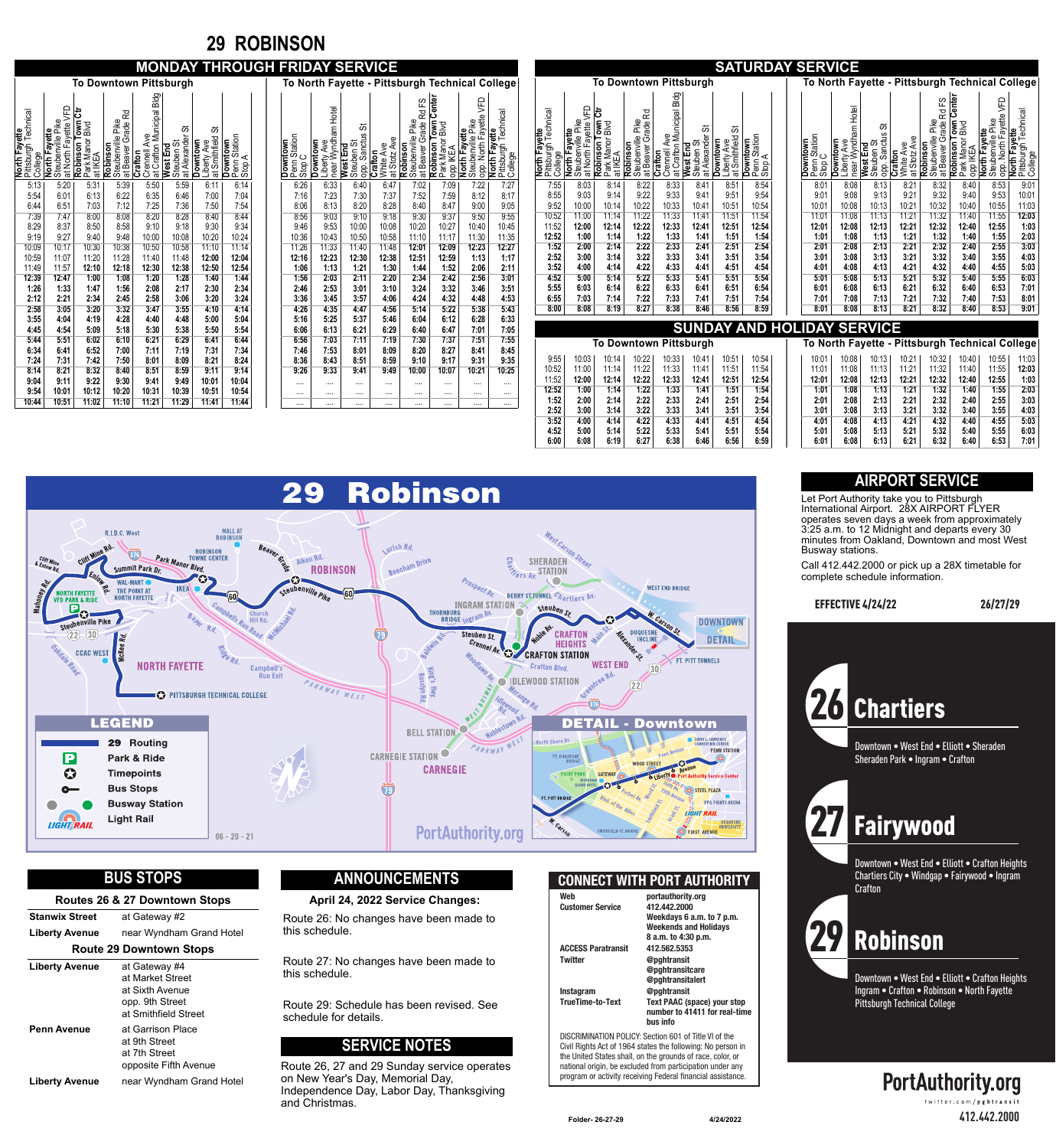# 29 ROBINSON

## MONDAY THROUGH FRIDAY SERVICE

### To Downtown Pittsburgh

| North Fayette Pittsburgh Technical College | North Fayette Steubenville Pike at North Fayette VFD | Robinson Town Ctr Park Manor Blvd at IKEA | Robinson Steubenville Pike at Beaver Grade Rd | Crafton Crennell Ave at Crafton Municipal Bldg | West End Steuben St at Alexander St | Downtown Liberty Ave at Smithfield St | Downtown Penn Station Stop A |
|---|---|---|---|---|---|---|---|
| 5:13 | 5:20 | 5:31 | 5:39 | 5:50 | 5:59 | 6:11 | 6:14 |
| 5:54 | 6:01 | 6:13 | 6:22 | 6:35 | 6:46 | 7:00 | 7:04 |
| 6:44 | 6:51 | 7:03 | 7:12 | 7:25 | 7:36 | 7:50 | 7:54 |
| 7:39 | 7:47 | 8:00 | 8:08 | 8:20 | 8:28 | 8:40 | 8:44 |
| 8:29 | 8:37 | 8:50 | 8:58 | 9:10 | 9:18 | 9:30 | 9:34 |
| 9:19 | 9:27 | 9:40 | 9:48 | 10:00 | 10:08 | 10:20 | 10:24 |
| 10:09 | 10:17 | 10:30 | 10:38 | 10:50 | 10:58 | 11:10 | 11:14 |
| 10:59 | 11:07 | 11:20 | 11:28 | 11:40 | 11:48 | 12:00 | 12:04 |
| 11:49 | 11:57 | 12:10 | 12:18 | 12:30 | 12:38 | 12:50 | 12:54 |
| 12:39 | 12:47 | 1:00 | 1:08 | 1:20 | 1:28 | 1:40 | 1:44 |
| 1:26 | 1:33 | 1:47 | 1:56 | 2:08 | 2:17 | 2:30 | 2:34 |
| 2:12 | 2:21 | 2:34 | 2:45 | 2:58 | 3:06 | 3:20 | 3:24 |
| 2:58 | 3:05 | 3:20 | 3:32 | 3:47 | 3:55 | 4:10 | 4:14 |
| 3:55 | 4:04 | 4:19 | 4:28 | 4:40 | 4:48 | 5:00 | 5:04 |
| 4:45 | 4:54 | 5:09 | 5:18 | 5:30 | 5:38 | 5:50 | 5:54 |
| 5:44 | 5:51 | 6:02 | 6:10 | 6:21 | 6:29 | 6:41 | 6:44 |
| 6:34 | 6:41 | 6:52 | 7:00 | 7:11 | 7:19 | 7:31 | 7:34 |
| 7:24 | 7:31 | 7:42 | 7:50 | 8:01 | 8:09 | 8:21 | 8:24 |
| 8:14 | 8:21 | 8:32 | 8:40 | 8:51 | 8:59 | 9:11 | 9:14 |
| 9:04 | 9:11 | 9:22 | 9:30 | 9:41 | 9:49 | 10:01 | 10:04 |
| 9:54 | 10:01 | 10:12 | 10:20 | 10:31 | 10:39 | 10:51 | 10:54 |
| 10:44 | 10:51 | 11:02 | 11:10 | 11:21 | 11:29 | 11:41 | 11:44 |

### To North Fayette - Pittsburgh Technical College

| Downtown Penn Station Stop C | Downtown Liberty Ave near Wyndham Hotel | West End Steuben St opp. Sanctus St | Crafton White Ave at Stotz Ave | Robinson Steubenville Pike at Beaver Grade Rd FS | Robinson Town Center Park Manor Blvd opp IKEA | North Fayette Steubenville Pike opp. North Fayette VFD | North Fayette Pittsburgh Technical College |
|---|---|---|---|---|---|---|---|
| 6:26 | 6:33 | 6:40 | 6:47 | 7:02 | 7:09 | 7:22 | 7:27 |
| 7:16 | 7:23 | 7:30 | 7:37 | 7:52 | 7:59 | 8:12 | 8:17 |
| 8:06 | 8:13 | 8:20 | 8:28 | 8:40 | 8:47 | 9:00 | 9:05 |
| 8:56 | 9:03 | 9:10 | 9:18 | 9:30 | 9:37 | 9:50 | 9:55 |
| 9:46 | 9:53 | 10:00 | 10:08 | 10:20 | 10:27 | 10:40 | 10:45 |
| 10:36 | 10:43 | 10:50 | 10:58 | 11:10 | 11:17 | 11:30 | 11:35 |
| 11:26 | 11:33 | 11:40 | 11:48 | 12:01 | 12:09 | 12:23 | 12:27 |
| 12:16 | 12:23 | 12:30 | 12:38 | 12:51 | 12:59 | 1:13 | 1:17 |
| 1:06 | 1:13 | 1:21 | 1:30 | 1:44 | 1:52 | 2:06 | 2:11 |
| 1:56 | 2:03 | 2:11 | 2:20 | 2:34 | 2:42 | 2:56 | 3:01 |
| 2:46 | 2:53 | 3:01 | 3:10 | 3:24 | 3:32 | 3:46 | 3:51 |
| 3:36 | 3:45 | 3:57 | 4:06 | 4:24 | 4:32 | 4:48 | 4:53 |
| 4:26 | 4:35 | 4:47 | 4:56 | 5:14 | 5:22 | 5:38 | 5:43 |
| 5:16 | 5:25 | 5:37 | 5:46 | 6:04 | 6:12 | 6:28 | 6:33 |
| 6:06 | 6:13 | 6:21 | 6:29 | 6:40 | 6:47 | 7:01 | 7:05 |
| 6:56 | 7:03 | 7:11 | 7:19 | 7:30 | 7:37 | 7:51 | 7:55 |
| 7:46 | 7:53 | 8:01 | 8:09 | 8:20 | 8:27 | 8:41 | 8:45 |
| 8:36 | 8:43 | 8:51 | 8:59 | 9:10 | 9:17 | 9:31 | 9:35 |
| 9:26 | 9:33 | 9:41 | 9:49 | 10:00 | 10:07 | 10:21 | 10:25 |
| .... | .... | .... | .... | .... | .... | .... | .... |
| .... | .... | .... | .... | .... | .... | .... | .... |
| .... | .... | .... | .... | .... | .... | .... | .... |

## SATURDAY SERVICE

### To Downtown Pittsburgh

| North Fayette Pittsburgh Technical College | North Fayette Steubenville Pike at North Fayette VFD | Robinson Town Ctr Park Manor Blvd at IKEA | Robinson Steubenville Pike at Beaver Grade Rd | Crafton Crennell Ave at Crafton Municipal Bldg | West End Steuben St at Alexander St | Downtown Liberty Ave at Smithfield St | Downtown Penn Station Stop A |
|---|---|---|---|---|---|---|---|
| 7:55 | 8:03 | 8:14 | 8:22 | 8:33 | 8:41 | 8:51 | 8:54 |
| 8:55 | 9:03 | 9:14 | 9:22 | 9:33 | 9:41 | 9:51 | 9:54 |
| 9:52 | 10:00 | 10:14 | 10:22 | 10:33 | 10:41 | 10:51 | 10:54 |
| 10:52 | 11:00 | 11:14 | 11:22 | 11:33 | 11:41 | 11:51 | 11:54 |
| 11:52 | 12:00 | 12:14 | 12:22 | 12:33 | 12:41 | 12:51 | 12:54 |
| 12:52 | 1:00 | 1:14 | 1:22 | 1:33 | 1:41 | 1:51 | 1:54 |
| 1:52 | 2:00 | 2:14 | 2:22 | 2:33 | 2:41 | 2:51 | 2:54 |
| 2:52 | 3:00 | 3:14 | 3:22 | 3:33 | 3:41 | 3:51 | 3:54 |
| 3:52 | 4:00 | 4:14 | 4:22 | 4:33 | 4:41 | 4:51 | 4:54 |
| 4:52 | 5:00 | 5:14 | 5:22 | 5:33 | 5:41 | 5:51 | 5:54 |
| 5:55 | 6:03 | 6:14 | 6:22 | 6:33 | 6:41 | 6:51 | 6:54 |
| 6:55 | 7:03 | 7:14 | 7:22 | 7:33 | 7:41 | 7:51 | 7:54 |
| 8:00 | 8:08 | 8:19 | 8:27 | 8:38 | 8:46 | 8:56 | 8:59 |

### To North Fayette - Pittsburgh Technical College

| Downtown Penn Station Stop C | Downtown Liberty Ave near Wyndham Hotel | West End Steuben St opp. Sanctus St | Crafton White Ave at Stotz Ave | Robinson Steubenville Pike at Beaver Grade Rd FS | Robinson Town Center Park Manor Blvd opp IKEA | North Fayette Steubenville Pike opp. North Fayette VFD | North Fayette Pittsburgh Technical College |
|---|---|---|---|---|---|---|---|
| 8:01 | 8:08 | 8:13 | 8:21 | 8:32 | 8:40 | 8:53 | 9:01 |
| 9:01 | 9:08 | 9:13 | 9:21 | 9:32 | 9:40 | 9:53 | 10:01 |
| 10:01 | 10:08 | 10:13 | 10:21 | 10:32 | 10:40 | 10:55 | 11:03 |
| 11:01 | 11:08 | 11:13 | 11:21 | 11:32 | 11:40 | 11:55 | 12:03 |
| 12:01 | 12:08 | 12:13 | 12:21 | 12:32 | 12:40 | 12:55 | 1:03 |
| 1:01 | 1:08 | 1:13 | 1:21 | 1:32 | 1:40 | 1:55 | 2:03 |
| 2:01 | 2:08 | 2:13 | 2:21 | 2:32 | 2:40 | 2:55 | 3:03 |
| 3:01 | 3:08 | 3:13 | 3:21 | 3:32 | 3:40 | 3:55 | 4:03 |
| 4:01 | 4:08 | 4:13 | 4:21 | 4:32 | 4:40 | 4:55 | 5:03 |
| 5:01 | 5:08 | 5:13 | 5:21 | 5:32 | 5:40 | 5:55 | 6:03 |
| 6:01 | 6:08 | 6:13 | 6:21 | 6:32 | 6:40 | 6:53 | 7:01 |
| 7:01 | 7:08 | 7:13 | 7:21 | 7:32 | 7:40 | 7:53 | 8:01 |
| 8:01 | 8:08 | 8:13 | 8:21 | 8:32 | 8:40 | 8:53 | 9:01 |

## SUNDAY AND HOLIDAY SERVICE

### To Downtown Pittsburgh

| North Fayette Pittsburgh Technical College | North Fayette Steubenville Pike at North Fayette VFD | Robinson Town Ctr Park Manor Blvd at IKEA | Robinson Steubenville Pike at Beaver Grade Rd | Crafton Crennell Ave at Crafton Municipal Bldg | West End Steuben St at Alexander St | Downtown Liberty Ave at Smithfield St | Downtown Penn Station Stop A |
|---|---|---|---|---|---|---|---|
| 9:55 | 10:03 | 10:14 | 10:22 | 10:33 | 10:41 | 10:51 | 10:54 |
| 10:52 | 11:00 | 11:14 | 11:22 | 11:33 | 11:41 | 11:51 | 11:54 |
| 11:52 | 12:00 | 12:14 | 12:22 | 12:33 | 12:41 | 12:51 | 12:54 |
| 12:52 | 1:00 | 1:14 | 1:22 | 1:33 | 1:41 | 1:51 | 1:54 |
| 1:52 | 2:00 | 2:14 | 2:22 | 2:33 | 2:41 | 2:51 | 2:54 |
| 2:52 | 3:00 | 3:14 | 3:22 | 3:33 | 3:41 | 3:51 | 3:54 |
| 3:52 | 4:00 | 4:14 | 4:22 | 4:33 | 4:41 | 4:51 | 4:54 |
| 4:52 | 5:00 | 5:14 | 5:22 | 5:33 | 5:41 | 5:51 | 5:54 |
| 6:00 | 6:08 | 6:19 | 6:27 | 6:38 | 6:46 | 6:56 | 6:59 |

### To North Fayette - Pittsburgh Technical College

| Downtown Penn Station Stop C | Downtown Liberty Ave near Wyndham Hotel | West End Steuben St opp. Sanctus St | Crafton White Ave at Stotz Ave | Robinson Steubenville Pike at Beaver Grade Rd FS | Robinson Town Center Park Manor Blvd opp IKEA | North Fayette Steubenville Pike opp. North Fayette VFD | North Fayette Pittsburgh Technical College |
|---|---|---|---|---|---|---|---|
| 10:01 | 10:08 | 10:13 | 10:21 | 10:32 | 10:40 | 10:55 | 11:03 |
| 11:01 | 11:08 | 11:13 | 11:21 | 11:32 | 11:40 | 11:55 | 12:03 |
| 12:01 | 12:08 | 12:13 | 12:21 | 12:32 | 12:40 | 12:55 | 1:03 |
| 1:01 | 1:08 | 1:13 | 1:21 | 1:32 | 1:40 | 1:55 | 2:03 |
| 2:01 | 2:08 | 2:13 | 2:21 | 2:32 | 2:40 | 2:55 | 3:03 |
| 3:01 | 3:08 | 3:13 | 3:21 | 3:32 | 3:40 | 3:55 | 4:03 |
| 4:01 | 4:08 | 4:13 | 4:21 | 4:32 | 4:40 | 4:55 | 5:03 |
| 5:01 | 5:08 | 5:13 | 5:21 | 5:32 | 5:40 | 5:55 | 6:03 |
| 6:01 | 6:08 | 6:13 | 6:21 | 6:32 | 6:40 | 6:53 | 7:01 |

## 29 Robinson

LEGEND
- 29 Routing
- Park & Ride
- Timepoints
- Bus Stops
- Busway Station
- Light Rail

DETAIL - Downtown

PortAuthority.org

06 - 20 - 21

## AIRPORT SERVICE

Let Port Authority take you to Pittsburgh International Airport. 28X AIRPORT FLYER operates seven days a week from approximately 3:25 a.m. to 12 Midnight and departs every 30 minutes from Oakland, Downtown and most West Busway stations.

Call 412.442.2000 or pick up a 28X timetable for complete schedule information.

**EFFECTIVE 4/24/22** 26/27/29

## BUS STOPS

| Routes 26 & 27 Downtown Stops | |
|---|---|
| **Stanwix Street** | at Gateway #2 |
| **Liberty Avenue** | near Wyndham Grand Hotel |
| **Route 29 Downtown Stops** | |
| **Liberty Avenue** | at Gateway #4 |
| | at Market Street |
| | at Sixth Avenue |
| | opp. 9th Street |
| | at Smithfield Street |
| **Penn Avenue** | at Garrison Place |
| | at 9th Street |
| | at 7th Street |
| | opposite Fifth Avenue |
| **Liberty Avenue** | near Wyndham Grand Hotel |

## ANNOUNCEMENTS

**April 24, 2022 Service Changes:**

Route 26: No changes have been made to this schedule.

Route 27: No changes have been made to this schedule.

Route 29: Schedule has been revised. See schedule for details.

## SERVICE NOTES

Route 26, 27 and 29 Sunday service operates on New Year's Day, Memorial Day, Independence Day, Labor Day, Thanksgiving and Christmas.

## CONNECT WITH PORT AUTHORITY

| | |
|---|---|
| Web | portauthority.org |
| Customer Service | 412.442.2000<br>Weekdays 6 a.m. to 7 p.m.<br>Weekends and Holidays 8 a.m. to 4:30 p.m. |
| ACCESS Paratransit | 412.562.5353 |
| Twitter | @pghtransit<br>@pghtransitcare<br>@pghtransitalert |
| Instagram | @pghtransit |
| TrueTime-to-Text | Text PAAC (space) your stop number to 41411 for real-time bus info |

DISCRIMINATION POLICY: Section 601 of Title VI of the Civil Rights Act of 1964 states the following: No person in the United States shall, on the grounds of race, color, or national origin, be excluded from participation under any program or activity receiving Federal financial assistance.

Folder- 26-27-29 4/24/2022

## 26 Chartiers

Downtown • West End • Elliott • Sheraden
Sheraden Park • Ingram • Crafton

## 27 Fairywood

Downtown • West End • Elliott • Crafton Heights
Chartiers City • Windgap • Fairywood • Ingram
Crafton

## 29 Robinson

Downtown • West End • Elliott • Crafton Heights
Ingram • Crafton • Robinson • North Fayette
Pittsburgh Technical College

PortAuthority.org
twitter.com/pghtransit
412.442.2000